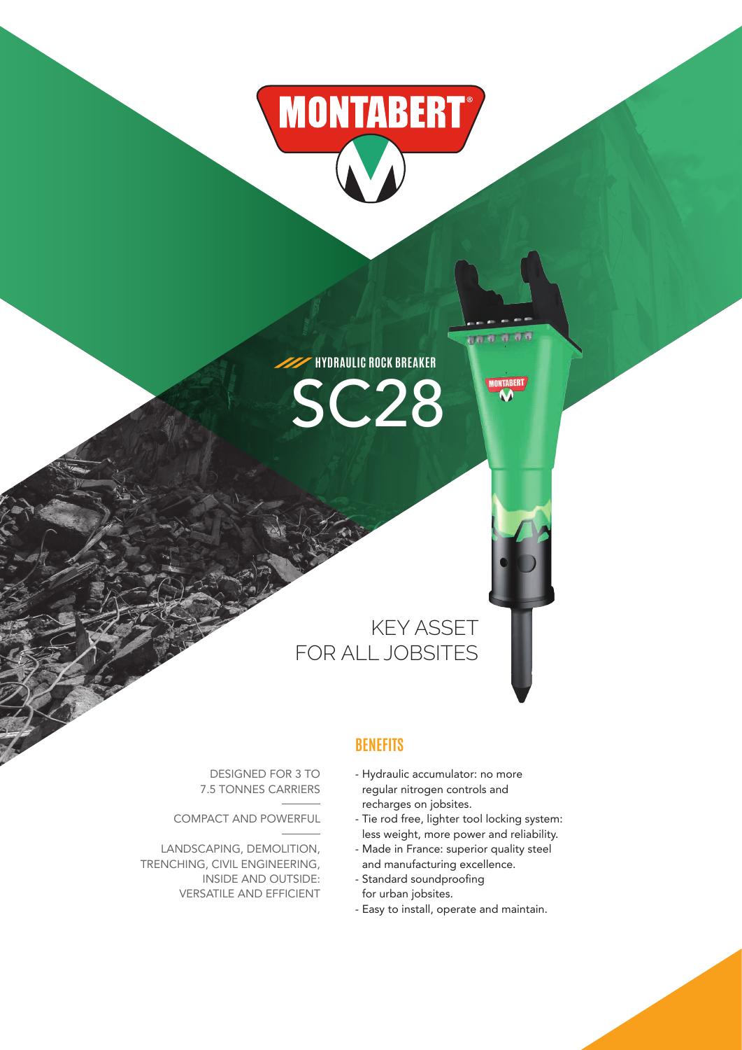# MONTABERT

HYDRAULIC ROCK BREAKER

# SC28

## KEY ASSET FOR ALL JOBSITES

DESIGNED FOR 3 TO 7.5 TONNES CARRIERS

COMPACT AND POWERFUL

LANDSCAPING, DEMOLITION, TRENCHING, CIVIL ENGINEERING, INSIDE AND OUTSIDE: VERSATILE AND EFFICIENT

## BENEFITS

- Hydraulic accumulator: no more regular nitrogen controls and recharges on jobsites.
- Tie rod free, lighter tool locking system: less weight, more power and reliability.
- Made in France: superior quality steel and manufacturing excellence.
- Standard soundproofing for urban jobsites.
- Easy to install, operate and maintain.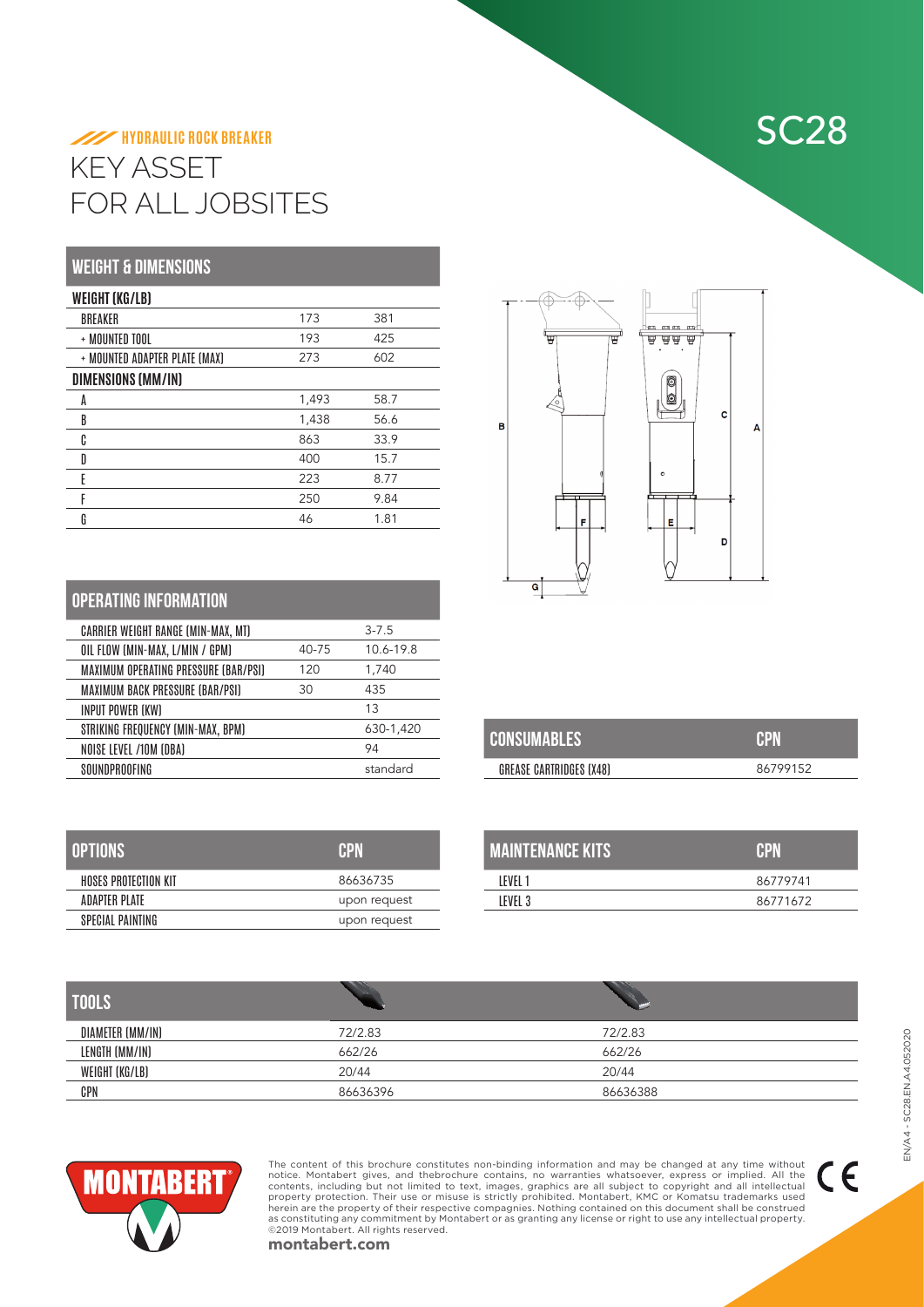# SC28

**HYDRAULIC ROCK BREAKER**

## KEY ASSET FOR ALL JOBSITES

## WEIGHT & DIMENSIONS

| WEIGHT (KG/LB) | | |
|---|---|---|
| BREAKER | 173 | 381 |
| + MOUNTED TOOL | 193 | 425 |
| + MOUNTED ADAPTER PLATE (MAX) | 273 | 602 |
| **DIMENSIONS (MM/IN)** | | |
| A | 1,493 | 58.7 |
| B | 1,438 | 56.6 |
| C | 863 | 33.9 |
| D | 400 | 15.7 |
| E | 223 | 8.77 |
| F | 250 | 9.84 |
| G | 46 | 1.81 |

A B C D E F G

## OPERATING INFORMATION

| | | |
|---|---|---|
| CARRIER WEIGHT RANGE (MIN-MAX, MT) | | 3-7.5 |
| OIL FLOW (MIN-MAX, L/MIN / GPM) | 40-75 | 10.6-19.8 |
| MAXIMUM OPERATING PRESSURE (BAR/PSI) | 120 | 1,740 |
| MAXIMUM BACK PRESSURE (BAR/PSI) | 30 | 435 |
| INPUT POWER (KW) | | 13 |
| STRIKING FREQUENCY (MIN-MAX, BPM) | | 630-1,420 |
| NOISE LEVEL /10M (DBA) | | 94 |
| SOUNDPROOFING | | standard |

| CONSUMABLES | CPN |
|---|---|
| GREASE CARTRIDGES (X48) | 86799152 |

| OPTIONS | CPN |
|---|---|
| HOSES PROTECTION KIT | 86636735 |
| ADAPTER PLATE | upon request |
| SPECIAL PAINTING | upon request |

| MAINTENANCE KITS | CPN |
|---|---|
| LEVEL 1 | 86779741 |
| LEVEL 3 | 86771672 |

| TOOLS | | |
|---|---|---|
| DIAMETER (MM/IN) | 72/2.83 | 72/2.83 |
| LENGTH (MM/IN) | 662/26 | 662/26 |
| WEIGHT (KG/LB) | 20/44 | 20/44 |
| CPN | 86636396 | 86636388 |

MONTABERT®

The content of this brochure constitutes non-binding information and may be changed at any time without notice. Montabert gives, and thebrochure contains, no warranties whatsoever, express or implied. All the contents, including but not limited to text, images, graphics are all subject to copyright and all intellectual property protection. Their use or misuse is strictly prohibited. Montabert, KMC or Komatsu trademarks used herein are the property of their respective compagnies. Nothing contained on this document shall be construed as constituting any commitment by Montabert or as granting any license or right to use any intellectual property. ©2019 Montabert. All rights reserved.

**montabert.com**

EN/A4 - SC28.EN.A4.052020